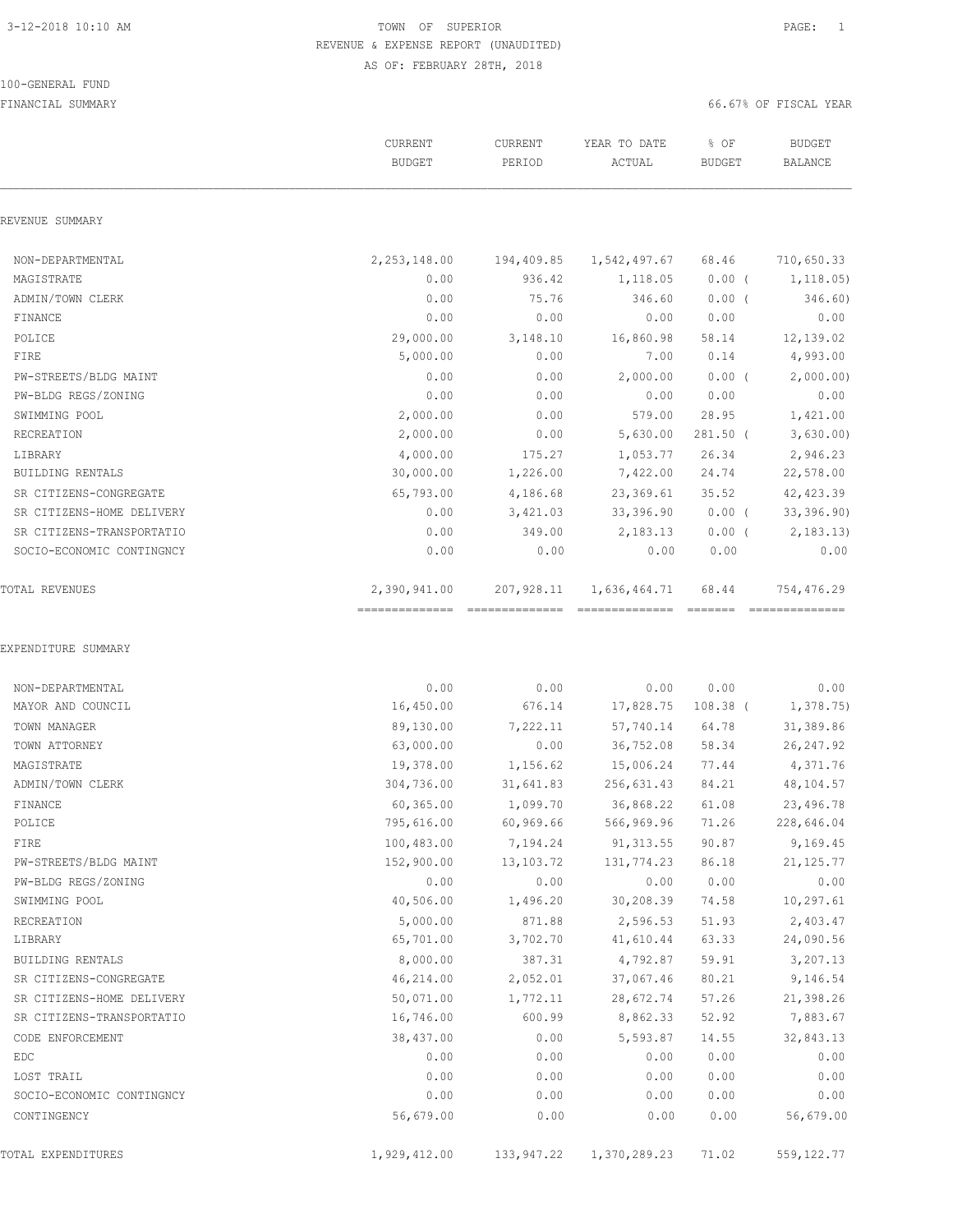TOWN OF SUPERIOR

REVENUE & EXPENSE REPORT (UNAUDITED)

AS OF: FEBRUARY 28TH, 2018

100-GENERAL FUND

FINANCIAL SUMMARY — 66.67% OF FISCAL YEAR

| | CURRENT BUDGET | CURRENT PERIOD | YEAR TO DATE ACTUAL | % OF BUDGET | BUDGET BALANCE |
|---|---|---|---|---|---|
| **REVENUE SUMMARY** | | | | | |
| NON-DEPARTMENTAL | 2,253,148.00 | 194,409.85 | 1,542,497.67 | 68.46 | 710,650.33 |
| MAGISTRATE | 0.00 | 936.42 | 1,118.05 | 0.00 | ( 1,118.05) |
| ADMIN/TOWN CLERK | 0.00 | 75.76 | 346.60 | 0.00 | ( 346.60) |
| FINANCE | 0.00 | 0.00 | 0.00 | 0.00 | 0.00 |
| POLICE | 29,000.00 | 3,148.10 | 16,860.98 | 58.14 | 12,139.02 |
| FIRE | 5,000.00 | 0.00 | 7.00 | 0.14 | 4,993.00 |
| PW-STREETS/BLDG MAINT | 0.00 | 0.00 | 2,000.00 | 0.00 | ( 2,000.00) |
| PW-BLDG REGS/ZONING | 0.00 | 0.00 | 0.00 | 0.00 | 0.00 |
| SWIMMING POOL | 2,000.00 | 0.00 | 579.00 | 28.95 | 1,421.00 |
| RECREATION | 2,000.00 | 0.00 | 5,630.00 | 281.50 | ( 3,630.00) |
| LIBRARY | 4,000.00 | 175.27 | 1,053.77 | 26.34 | 2,946.23 |
| BUILDING RENTALS | 30,000.00 | 1,226.00 | 7,422.00 | 24.74 | 22,578.00 |
| SR CITIZENS-CONGREGATE | 65,793.00 | 4,186.68 | 23,369.61 | 35.52 | 42,423.39 |
| SR CITIZENS-HOME DELIVERY | 0.00 | 3,421.03 | 33,396.90 | 0.00 | ( 33,396.90) |
| SR CITIZENS-TRANSPORTATIO | 0.00 | 349.00 | 2,183.13 | 0.00 | ( 2,183.13) |
| SOCIO-ECONOMIC CONTINGNCY | 0.00 | 0.00 | 0.00 | 0.00 | 0.00 |
| TOTAL REVENUES | 2,390,941.00 | 207,928.11 | 1,636,464.71 | 68.44 | 754,476.29 |
| **EXPENDITURE SUMMARY** | | | | | |
| NON-DEPARTMENTAL | 0.00 | 0.00 | 0.00 | 0.00 | 0.00 |
| MAYOR AND COUNCIL | 16,450.00 | 676.14 | 17,828.75 | 108.38 | ( 1,378.75) |
| TOWN MANAGER | 89,130.00 | 7,222.11 | 57,740.14 | 64.78 | 31,389.86 |
| TOWN ATTORNEY | 63,000.00 | 0.00 | 36,752.08 | 58.34 | 26,247.92 |
| MAGISTRATE | 19,378.00 | 1,156.62 | 15,006.24 | 77.44 | 4,371.76 |
| ADMIN/TOWN CLERK | 304,736.00 | 31,641.83 | 256,631.43 | 84.21 | 48,104.57 |
| FINANCE | 60,365.00 | 1,099.70 | 36,868.22 | 61.08 | 23,496.78 |
| POLICE | 795,616.00 | 60,969.66 | 566,969.96 | 71.26 | 228,646.04 |
| FIRE | 100,483.00 | 7,194.24 | 91,313.55 | 90.87 | 9,169.45 |
| PW-STREETS/BLDG MAINT | 152,900.00 | 13,103.72 | 131,774.23 | 86.18 | 21,125.77 |
| PW-BLDG REGS/ZONING | 0.00 | 0.00 | 0.00 | 0.00 | 0.00 |
| SWIMMING POOL | 40,506.00 | 1,496.20 | 30,208.39 | 74.58 | 10,297.61 |
| RECREATION | 5,000.00 | 871.88 | 2,596.53 | 51.93 | 2,403.47 |
| LIBRARY | 65,701.00 | 3,702.70 | 41,610.44 | 63.33 | 24,090.56 |
| BUILDING RENTALS | 8,000.00 | 387.31 | 4,792.87 | 59.91 | 3,207.13 |
| SR CITIZENS-CONGREGATE | 46,214.00 | 2,052.01 | 37,067.46 | 80.21 | 9,146.54 |
| SR CITIZENS-HOME DELIVERY | 50,071.00 | 1,772.11 | 28,672.74 | 57.26 | 21,398.26 |
| SR CITIZENS-TRANSPORTATIO | 16,746.00 | 600.99 | 8,862.33 | 52.92 | 7,883.67 |
| CODE ENFORCEMENT | 38,437.00 | 0.00 | 5,593.87 | 14.55 | 32,843.13 |
| EDC | 0.00 | 0.00 | 0.00 | 0.00 | 0.00 |
| LOST TRAIL | 0.00 | 0.00 | 0.00 | 0.00 | 0.00 |
| SOCIO-ECONOMIC CONTINGNCY | 0.00 | 0.00 | 0.00 | 0.00 | 0.00 |
| CONTINGENCY | 56,679.00 | 0.00 | 0.00 | 0.00 | 56,679.00 |
| TOTAL EXPENDITURES | 1,929,412.00 | 133,947.22 | 1,370,289.23 | 71.02 | 559,122.77 |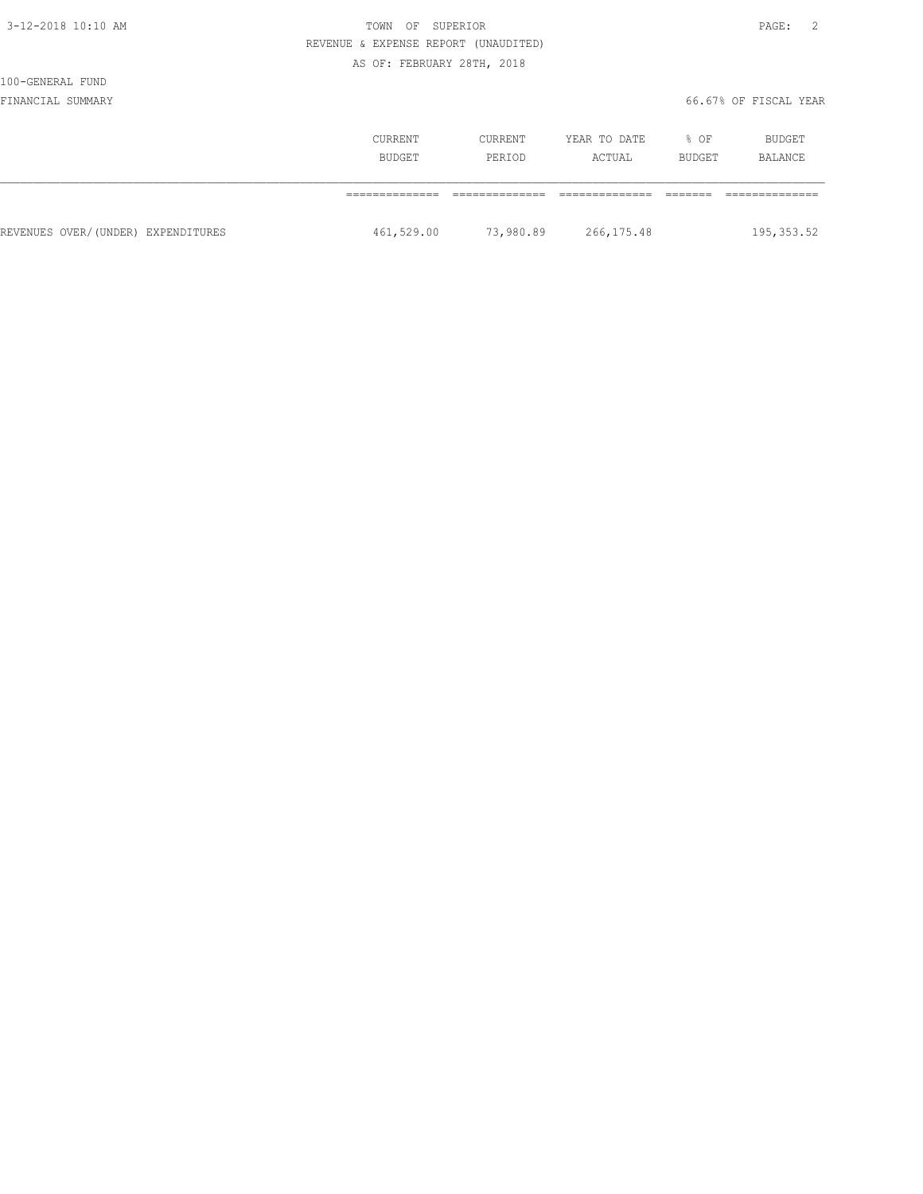TOWN OF SUPERIOR

REVENUE & EXPENSE REPORT (UNAUDITED)

AS OF: FEBRUARY 28TH, 2018

100-GENERAL FUND

FINANCIAL SUMMARY

66.67% OF FISCAL YEAR

| | CURRENT BUDGET | CURRENT PERIOD | YEAR TO DATE ACTUAL | % OF BUDGET | BUDGET BALANCE |
|---|---|---|---|---|---|
| REVENUES OVER/(UNDER) EXPENDITURES | 461,529.00 | 73,980.89 | 266,175.48 | | 195,353.52 |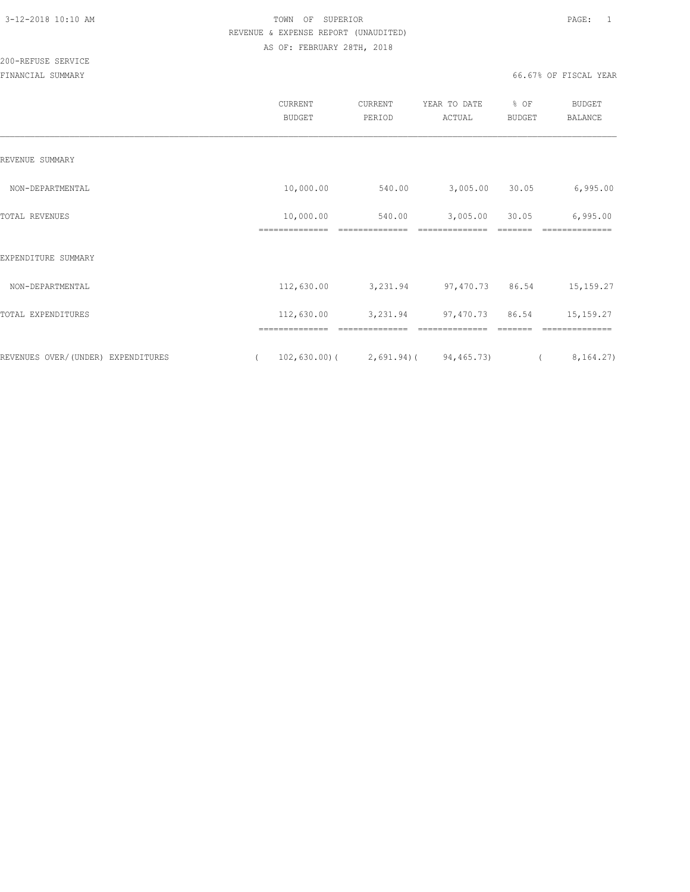TOWN OF SUPERIOR

REVENUE & EXPENSE REPORT (UNAUDITED)

AS OF: FEBRUARY 28TH, 2018

200-REFUSE SERVICE

FINANCIAL SUMMARY — 66.67% OF FISCAL YEAR

| | CURRENT BUDGET | CURRENT PERIOD | YEAR TO DATE ACTUAL | % OF BUDGET | BUDGET BALANCE |
|---|---|---|---|---|---|
| REVENUE SUMMARY | | | | | |
| NON-DEPARTMENTAL | 10,000.00 | 540.00 | 3,005.00 | 30.05 | 6,995.00 |
| TOTAL REVENUES | 10,000.00 | 540.00 | 3,005.00 | 30.05 | 6,995.00 |
| EXPENDITURE SUMMARY | | | | | |
| NON-DEPARTMENTAL | 112,630.00 | 3,231.94 | 97,470.73 | 86.54 | 15,159.27 |
| TOTAL EXPENDITURES | 112,630.00 | 3,231.94 | 97,470.73 | 86.54 | 15,159.27 |
| REVENUES OVER/(UNDER) EXPENDITURES | ( 102,630.00) | ( 2,691.94) | ( 94,465.73) | | ( 8,164.27) |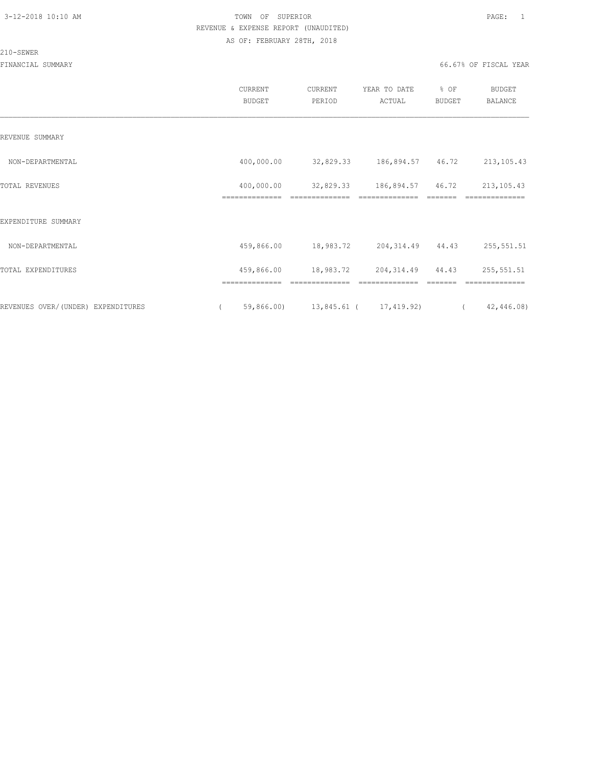TOWN OF SUPERIOR

REVENUE & EXPENSE REPORT (UNAUDITED)

AS OF: FEBRUARY 28TH, 2018

210-SEWER

FINANCIAL SUMMARY — 66.67% OF FISCAL YEAR

| | CURRENT BUDGET | CURRENT PERIOD | YEAR TO DATE ACTUAL | % OF BUDGET | BUDGET BALANCE |
|---|---|---|---|---|---|
| REVENUE SUMMARY | | | | | |
| NON-DEPARTMENTAL | 400,000.00 | 32,829.33 | 186,894.57 | 46.72 | 213,105.43 |
| TOTAL REVENUES | 400,000.00 | 32,829.33 | 186,894.57 | 46.72 | 213,105.43 |
| EXPENDITURE SUMMARY | | | | | |
| NON-DEPARTMENTAL | 459,866.00 | 18,983.72 | 204,314.49 | 44.43 | 255,551.51 |
| TOTAL EXPENDITURES | 459,866.00 | 18,983.72 | 204,314.49 | 44.43 | 255,551.51 |
| REVENUES OVER/(UNDER) EXPENDITURES | ( 59,866.00) | 13,845.61 | ( 17,419.92) | | ( 42,446.08) |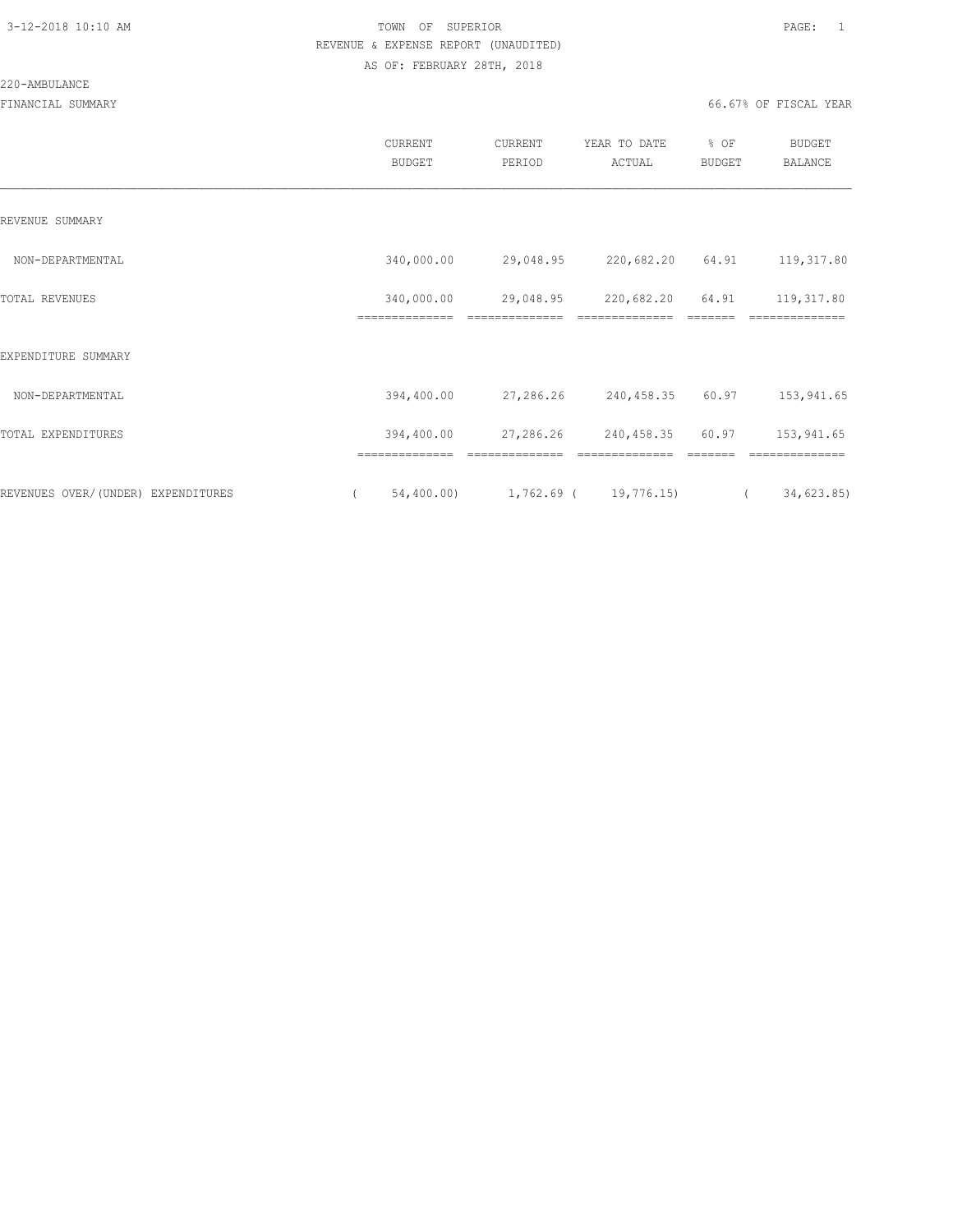TOWN OF SUPERIOR
REVENUE & EXPENSE REPORT (UNAUDITED)
AS OF: FEBRUARY 28TH, 2018

220-AMBULANCE

FINANCIAL SUMMARY

66.67% OF FISCAL YEAR

| | CURRENT BUDGET | CURRENT PERIOD | YEAR TO DATE ACTUAL | % OF BUDGET | BUDGET BALANCE |
|---|---|---|---|---|---|
| REVENUE SUMMARY | | | | | |
| NON-DEPARTMENTAL | 340,000.00 | 29,048.95 | 220,682.20 | 64.91 | 119,317.80 |
| TOTAL REVENUES | 340,000.00 | 29,048.95 | 220,682.20 | 64.91 | 119,317.80 |
| EXPENDITURE SUMMARY | | | | | |
| NON-DEPARTMENTAL | 394,400.00 | 27,286.26 | 240,458.35 | 60.97 | 153,941.65 |
| TOTAL EXPENDITURES | 394,400.00 | 27,286.26 | 240,458.35 | 60.97 | 153,941.65 |
| REVENUES OVER/(UNDER) EXPENDITURES | ( 54,400.00) | 1,762.69 | ( 19,776.15) | | ( 34,623.85) |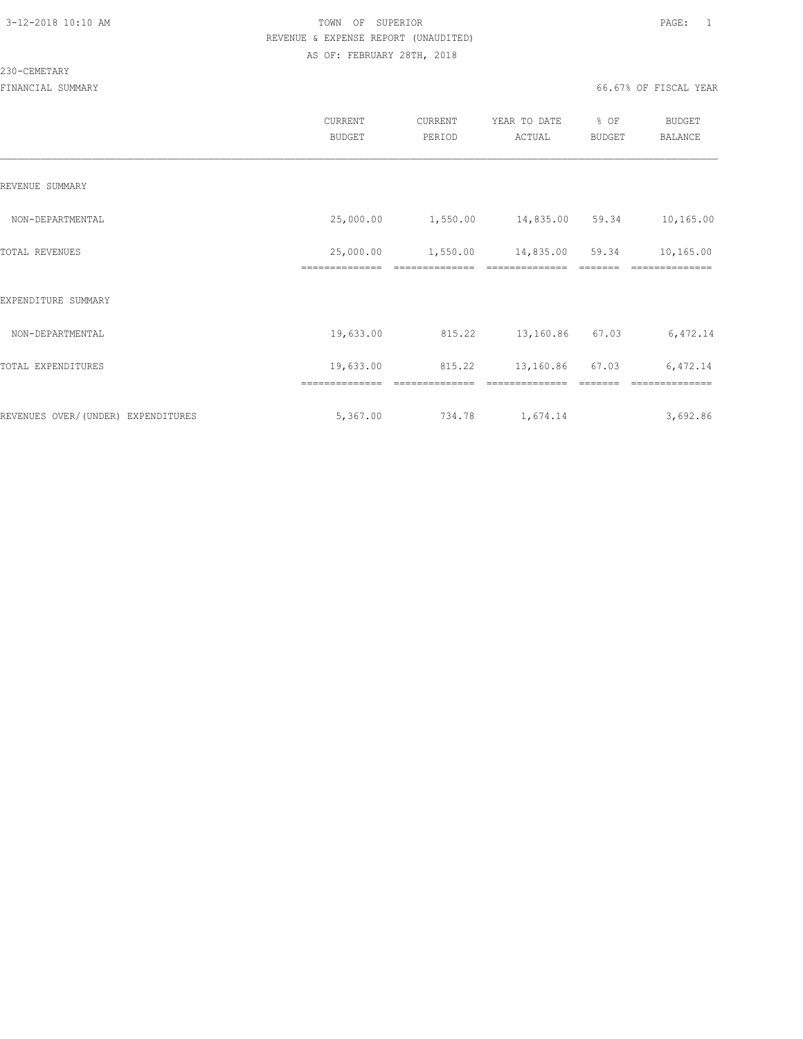TOWN OF SUPERIOR

REVENUE & EXPENSE REPORT (UNAUDITED)

AS OF: FEBRUARY 28TH, 2018

230-CEMETARY

FINANCIAL SUMMARY — 66.67% OF FISCAL YEAR

| | CURRENT BUDGET | CURRENT PERIOD | YEAR TO DATE ACTUAL | % OF BUDGET | BUDGET BALANCE |
|---|---|---|---|---|---|
| REVENUE SUMMARY | | | | | |
| NON-DEPARTMENTAL | 25,000.00 | 1,550.00 | 14,835.00 | 59.34 | 10,165.00 |
| TOTAL REVENUES | 25,000.00 | 1,550.00 | 14,835.00 | 59.34 | 10,165.00 |
| EXPENDITURE SUMMARY | | | | | |
| NON-DEPARTMENTAL | 19,633.00 | 815.22 | 13,160.86 | 67.03 | 6,472.14 |
| TOTAL EXPENDITURES | 19,633.00 | 815.22 | 13,160.86 | 67.03 | 6,472.14 |
| REVENUES OVER/(UNDER) EXPENDITURES | 5,367.00 | 734.78 | 1,674.14 | | 3,692.86 |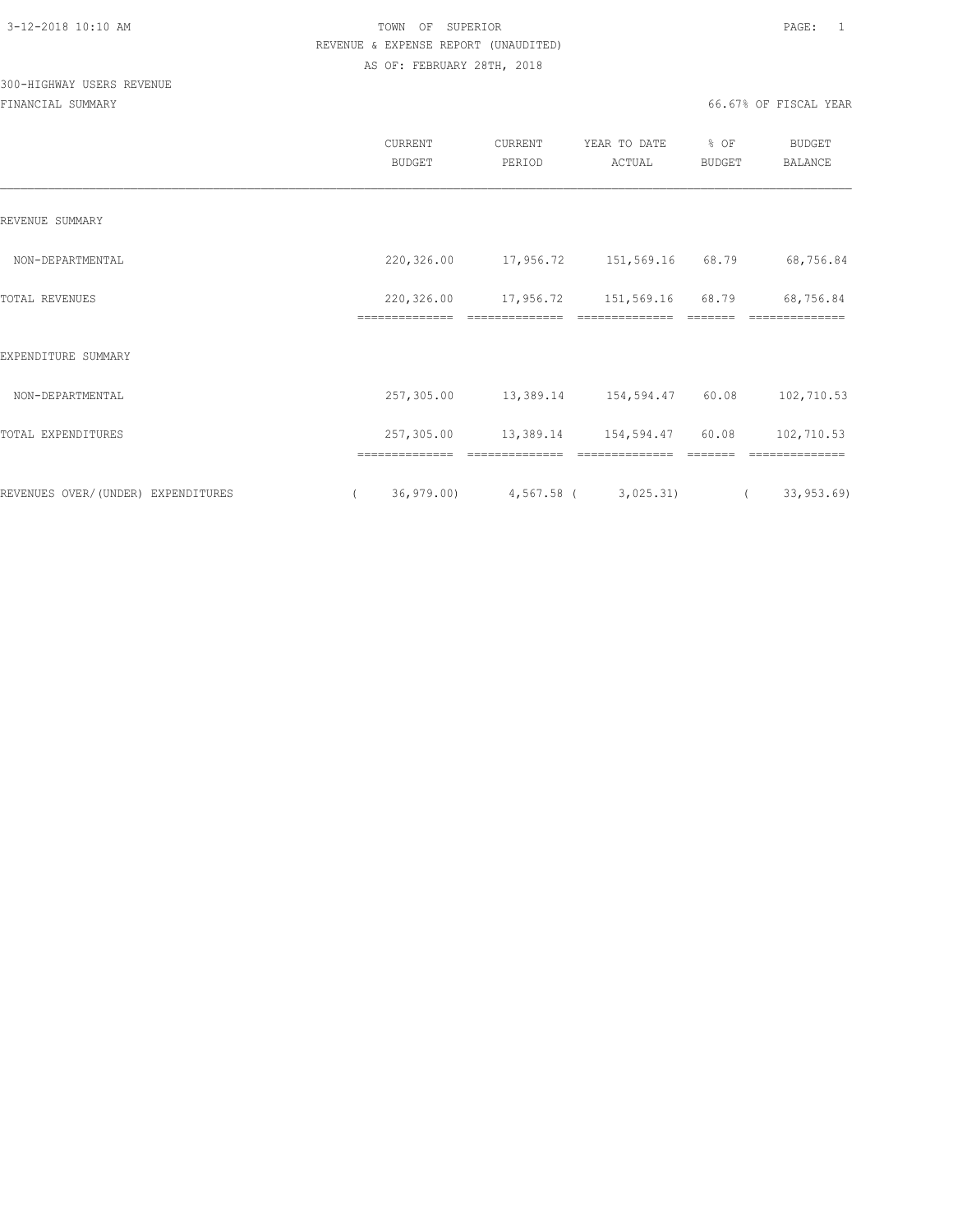TOWN OF SUPERIOR

REVENUE & EXPENSE REPORT (UNAUDITED)

AS OF: FEBRUARY 28TH, 2018

300-HIGHWAY USERS REVENUE

FINANCIAL SUMMARY

66.67% OF FISCAL YEAR

| | CURRENT BUDGET | CURRENT PERIOD | YEAR TO DATE ACTUAL | % OF BUDGET | BUDGET BALANCE |
|---|---|---|---|---|---|
| REVENUE SUMMARY | | | | | |
| NON-DEPARTMENTAL | 220,326.00 | 17,956.72 | 151,569.16 | 68.79 | 68,756.84 |
| TOTAL REVENUES | 220,326.00 | 17,956.72 | 151,569.16 | 68.79 | 68,756.84 |
| EXPENDITURE SUMMARY | | | | | |
| NON-DEPARTMENTAL | 257,305.00 | 13,389.14 | 154,594.47 | 60.08 | 102,710.53 |
| TOTAL EXPENDITURES | 257,305.00 | 13,389.14 | 154,594.47 | 60.08 | 102,710.53 |
| REVENUES OVER/(UNDER) EXPENDITURES | ( 36,979.00) | 4,567.58 | ( 3,025.31) | | ( 33,953.69) |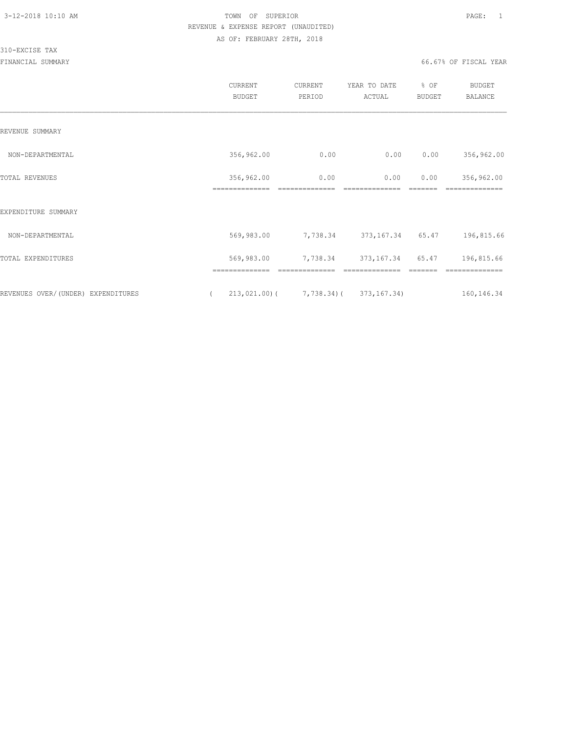# TOWN OF SUPERIOR

## REVENUE & EXPENSE REPORT (UNAUDITED)

AS OF: FEBRUARY 28TH, 2018

310-EXCISE TAX

FINANCIAL SUMMARY

66.67% OF FISCAL YEAR

| | CURRENT BUDGET | CURRENT PERIOD | YEAR TO DATE ACTUAL | % OF BUDGET | BUDGET BALANCE |
|---|---|---|---|---|---|
| REVENUE SUMMARY | | | | | |
| NON-DEPARTMENTAL | 356,962.00 | 0.00 | 0.00 | 0.00 | 356,962.00 |
| TOTAL REVENUES | 356,962.00 | 0.00 | 0.00 | 0.00 | 356,962.00 |
| EXPENDITURE SUMMARY | | | | | |
| NON-DEPARTMENTAL | 569,983.00 | 7,738.34 | 373,167.34 | 65.47 | 196,815.66 |
| TOTAL EXPENDITURES | 569,983.00 | 7,738.34 | 373,167.34 | 65.47 | 196,815.66 |
| REVENUES OVER/(UNDER) EXPENDITURES | ( 213,021.00) | ( 7,738.34) | ( 373,167.34) | | 160,146.34 |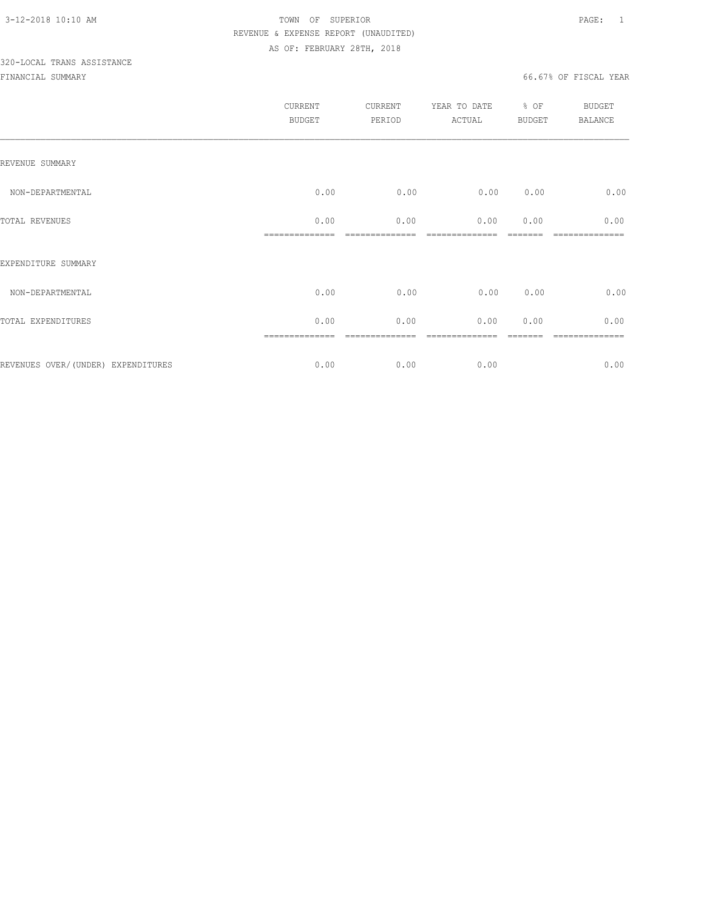TOWN OF SUPERIOR

REVENUE & EXPENSE REPORT (UNAUDITED)

AS OF: FEBRUARY 28TH, 2018

320-LOCAL TRANS ASSISTANCE

FINANCIAL SUMMARY

66.67% OF FISCAL YEAR

| | CURRENT BUDGET | CURRENT PERIOD | YEAR TO DATE ACTUAL | % OF BUDGET | BUDGET BALANCE |
|---|---|---|---|---|---|
| REVENUE SUMMARY | | | | | |
| NON-DEPARTMENTAL | 0.00 | 0.00 | 0.00 | 0.00 | 0.00 |
| TOTAL REVENUES | 0.00 | 0.00 | 0.00 | 0.00 | 0.00 |
| EXPENDITURE SUMMARY | | | | | |
| NON-DEPARTMENTAL | 0.00 | 0.00 | 0.00 | 0.00 | 0.00 |
| TOTAL EXPENDITURES | 0.00 | 0.00 | 0.00 | 0.00 | 0.00 |
| REVENUES OVER/(UNDER) EXPENDITURES | 0.00 | 0.00 | 0.00 | | 0.00 |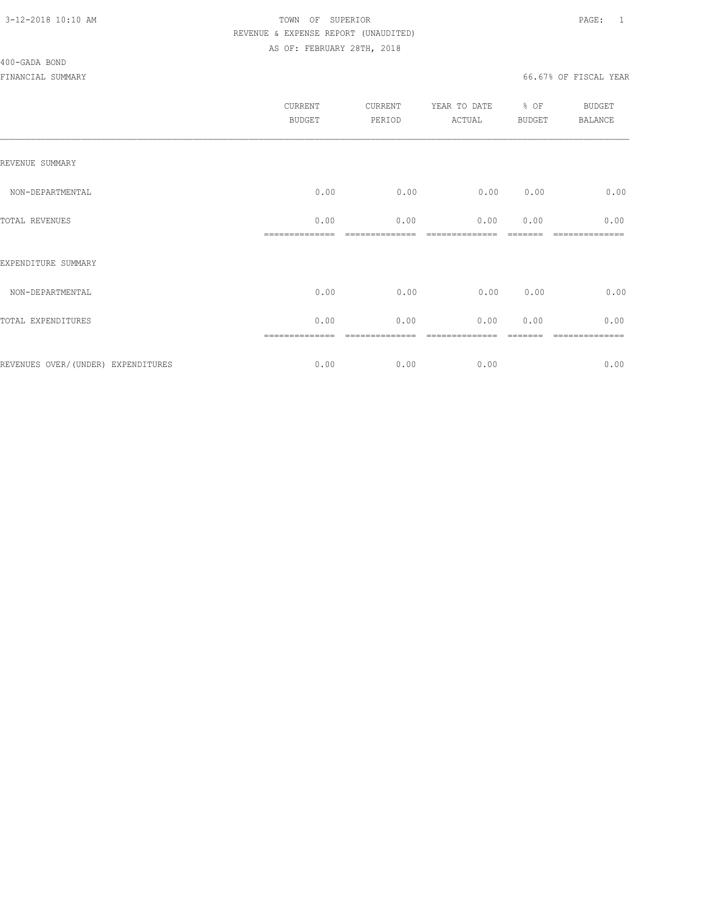TOWN OF SUPERIOR
REVENUE & EXPENSE REPORT (UNAUDITED)
AS OF: FEBRUARY 28TH, 2018

400-GADA BOND

FINANCIAL SUMMARY — 66.67% OF FISCAL YEAR

| | CURRENT BUDGET | CURRENT PERIOD | YEAR TO DATE ACTUAL | % OF BUDGET | BUDGET BALANCE |
|---|---|---|---|---|---|
| REVENUE SUMMARY | | | | | |
| NON-DEPARTMENTAL | 0.00 | 0.00 | 0.00 | 0.00 | 0.00 |
| TOTAL REVENUES | 0.00 | 0.00 | 0.00 | 0.00 | 0.00 |
| EXPENDITURE SUMMARY | | | | | |
| NON-DEPARTMENTAL | 0.00 | 0.00 | 0.00 | 0.00 | 0.00 |
| TOTAL EXPENDITURES | 0.00 | 0.00 | 0.00 | 0.00 | 0.00 |
| REVENUES OVER/(UNDER) EXPENDITURES | 0.00 | 0.00 | 0.00 | | 0.00 |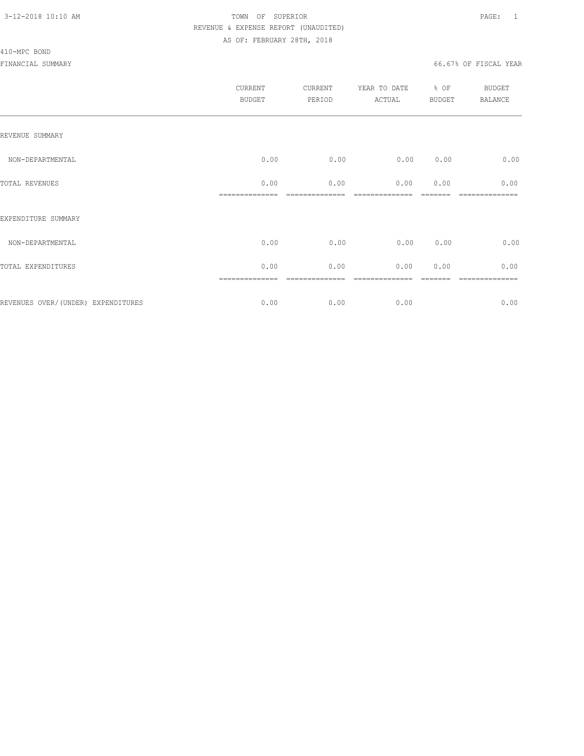TOWN OF SUPERIOR
REVENUE & EXPENSE REPORT (UNAUDITED)
AS OF: FEBRUARY 28TH, 2018

410-MPC BOND

FINANCIAL SUMMARY

66.67% OF FISCAL YEAR

| | CURRENT BUDGET | CURRENT PERIOD | YEAR TO DATE ACTUAL | % OF BUDGET | BUDGET BALANCE |
|---|---|---|---|---|---|
| REVENUE SUMMARY | | | | | |
| NON-DEPARTMENTAL | 0.00 | 0.00 | 0.00 | 0.00 | 0.00 |
| TOTAL REVENUES | 0.00 | 0.00 | 0.00 | 0.00 | 0.00 |
| EXPENDITURE SUMMARY | | | | | |
| NON-DEPARTMENTAL | 0.00 | 0.00 | 0.00 | 0.00 | 0.00 |
| TOTAL EXPENDITURES | 0.00 | 0.00 | 0.00 | 0.00 | 0.00 |
| REVENUES OVER/(UNDER) EXPENDITURES | 0.00 | 0.00 | 0.00 | | 0.00 |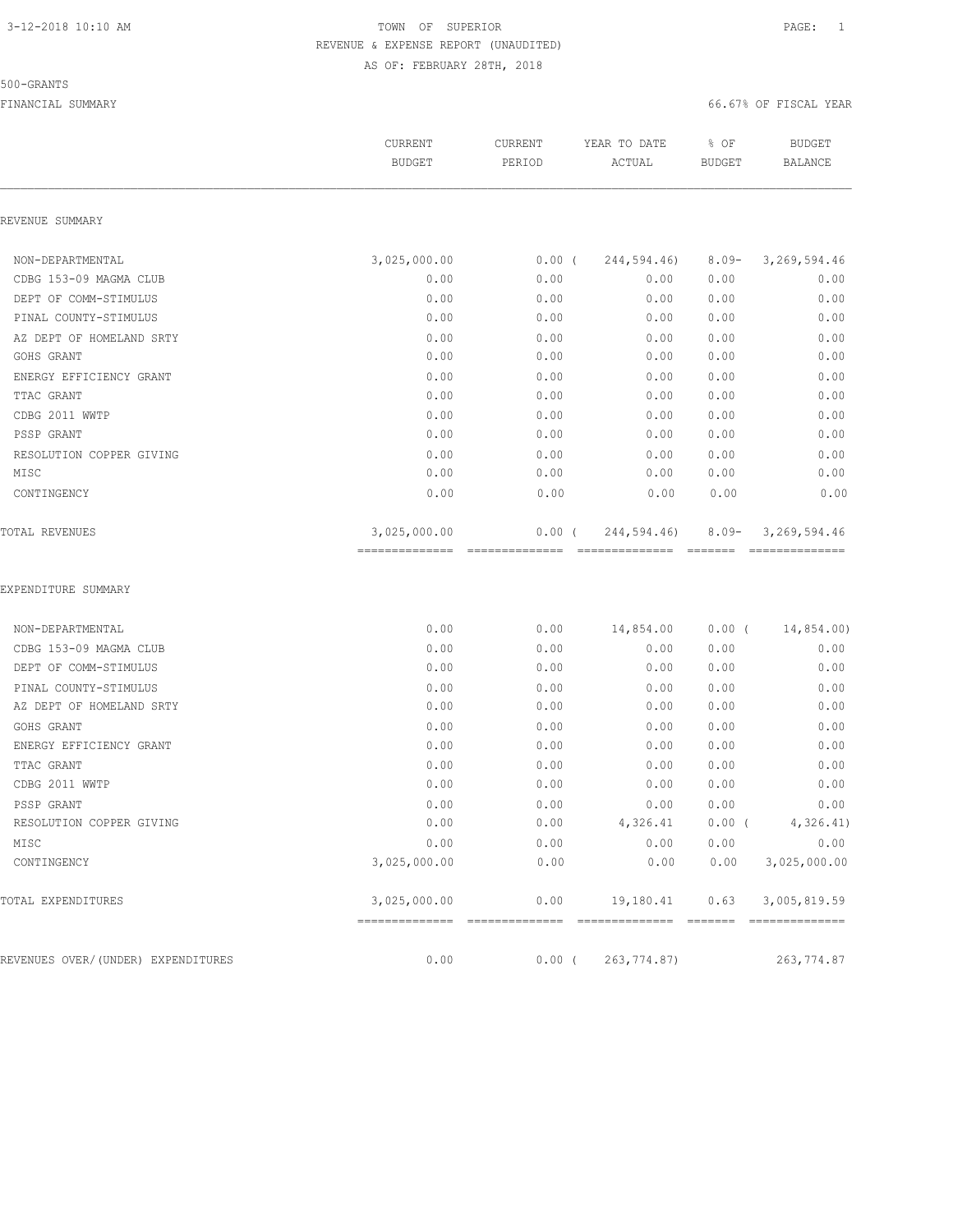TOWN OF SUPERIOR

REVENUE & EXPENSE REPORT (UNAUDITED)

AS OF: FEBRUARY 28TH, 2018

500-GRANTS

FINANCIAL SUMMARY — 66.67% OF FISCAL YEAR

| | CURRENT BUDGET | CURRENT PERIOD | YEAR TO DATE ACTUAL | % OF BUDGET | BUDGET BALANCE |
|---|---|---|---|---|---|
| **REVENUE SUMMARY** | | | | | |
| NON-DEPARTMENTAL | 3,025,000.00 | 0.00 | ( 244,594.46) | 8.09- | 3,269,594.46 |
| CDBG 153-09 MAGMA CLUB | 0.00 | 0.00 | 0.00 | 0.00 | 0.00 |
| DEPT OF COMM-STIMULUS | 0.00 | 0.00 | 0.00 | 0.00 | 0.00 |
| PINAL COUNTY-STIMULUS | 0.00 | 0.00 | 0.00 | 0.00 | 0.00 |
| AZ DEPT OF HOMELAND SRTY | 0.00 | 0.00 | 0.00 | 0.00 | 0.00 |
| GOHS GRANT | 0.00 | 0.00 | 0.00 | 0.00 | 0.00 |
| ENERGY EFFICIENCY GRANT | 0.00 | 0.00 | 0.00 | 0.00 | 0.00 |
| TTAC GRANT | 0.00 | 0.00 | 0.00 | 0.00 | 0.00 |
| CDBG 2011 WWTP | 0.00 | 0.00 | 0.00 | 0.00 | 0.00 |
| PSSP GRANT | 0.00 | 0.00 | 0.00 | 0.00 | 0.00 |
| RESOLUTION COPPER GIVING | 0.00 | 0.00 | 0.00 | 0.00 | 0.00 |
| MISC | 0.00 | 0.00 | 0.00 | 0.00 | 0.00 |
| CONTINGENCY | 0.00 | 0.00 | 0.00 | 0.00 | 0.00 |
| TOTAL REVENUES | 3,025,000.00 | 0.00 | ( 244,594.46) | 8.09- | 3,269,594.46 |
| **EXPENDITURE SUMMARY** | | | | | |
| NON-DEPARTMENTAL | 0.00 | 0.00 | 14,854.00 | 0.00 | ( 14,854.00) |
| CDBG 153-09 MAGMA CLUB | 0.00 | 0.00 | 0.00 | 0.00 | 0.00 |
| DEPT OF COMM-STIMULUS | 0.00 | 0.00 | 0.00 | 0.00 | 0.00 |
| PINAL COUNTY-STIMULUS | 0.00 | 0.00 | 0.00 | 0.00 | 0.00 |
| AZ DEPT OF HOMELAND SRTY | 0.00 | 0.00 | 0.00 | 0.00 | 0.00 |
| GOHS GRANT | 0.00 | 0.00 | 0.00 | 0.00 | 0.00 |
| ENERGY EFFICIENCY GRANT | 0.00 | 0.00 | 0.00 | 0.00 | 0.00 |
| TTAC GRANT | 0.00 | 0.00 | 0.00 | 0.00 | 0.00 |
| CDBG 2011 WWTP | 0.00 | 0.00 | 0.00 | 0.00 | 0.00 |
| PSSP GRANT | 0.00 | 0.00 | 0.00 | 0.00 | 0.00 |
| RESOLUTION COPPER GIVING | 0.00 | 0.00 | 4,326.41 | 0.00 | ( 4,326.41) |
| MISC | 0.00 | 0.00 | 0.00 | 0.00 | 0.00 |
| CONTINGENCY | 3,025,000.00 | 0.00 | 0.00 | 0.00 | 3,025,000.00 |
| TOTAL EXPENDITURES | 3,025,000.00 | 0.00 | 19,180.41 | 0.63 | 3,005,819.59 |
| REVENUES OVER/(UNDER) EXPENDITURES | 0.00 | 0.00 | ( 263,774.87) | | 263,774.87 |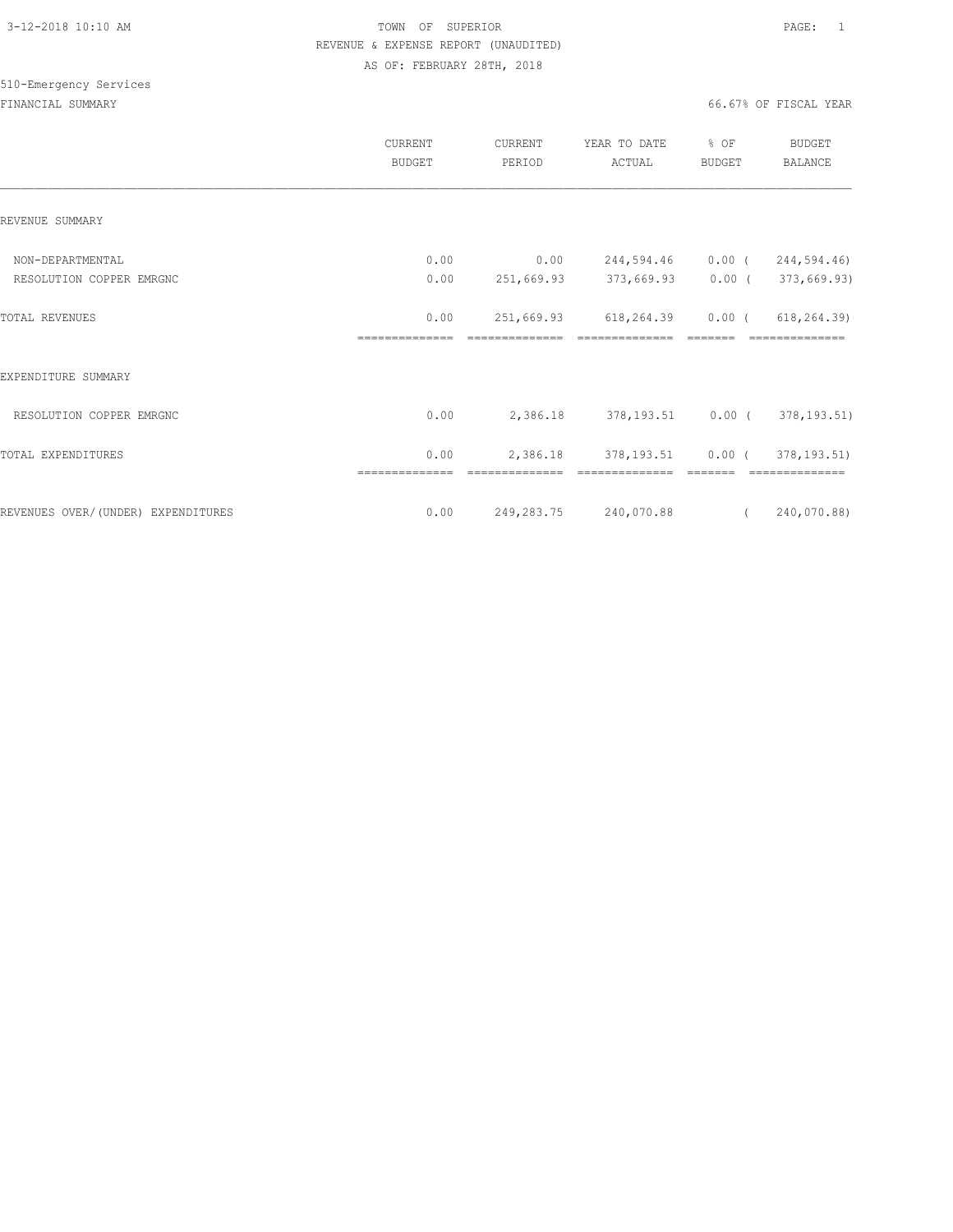TOWN OF SUPERIOR

REVENUE & EXPENSE REPORT (UNAUDITED)

AS OF: FEBRUARY 28TH, 2018

510-Emergency Services

FINANCIAL SUMMARY

66.67% OF FISCAL YEAR

| | CURRENT BUDGET | CURRENT PERIOD | YEAR TO DATE ACTUAL | % OF BUDGET | BUDGET BALANCE |
|---|---|---|---|---|---|
| REVENUE SUMMARY | | | | | |
| NON-DEPARTMENTAL | 0.00 | 0.00 | 244,594.46 | 0.00 | ( 244,594.46) |
| RESOLUTION COPPER EMRGNC | 0.00 | 251,669.93 | 373,669.93 | 0.00 | ( 373,669.93) |
| TOTAL REVENUES | 0.00 | 251,669.93 | 618,264.39 | 0.00 | ( 618,264.39) |
| EXPENDITURE SUMMARY | | | | | |
| RESOLUTION COPPER EMRGNC | 0.00 | 2,386.18 | 378,193.51 | 0.00 | ( 378,193.51) |
| TOTAL EXPENDITURES | 0.00 | 2,386.18 | 378,193.51 | 0.00 | ( 378,193.51) |
| REVENUES OVER/(UNDER) EXPENDITURES | 0.00 | 249,283.75 | 240,070.88 | | ( 240,070.88) |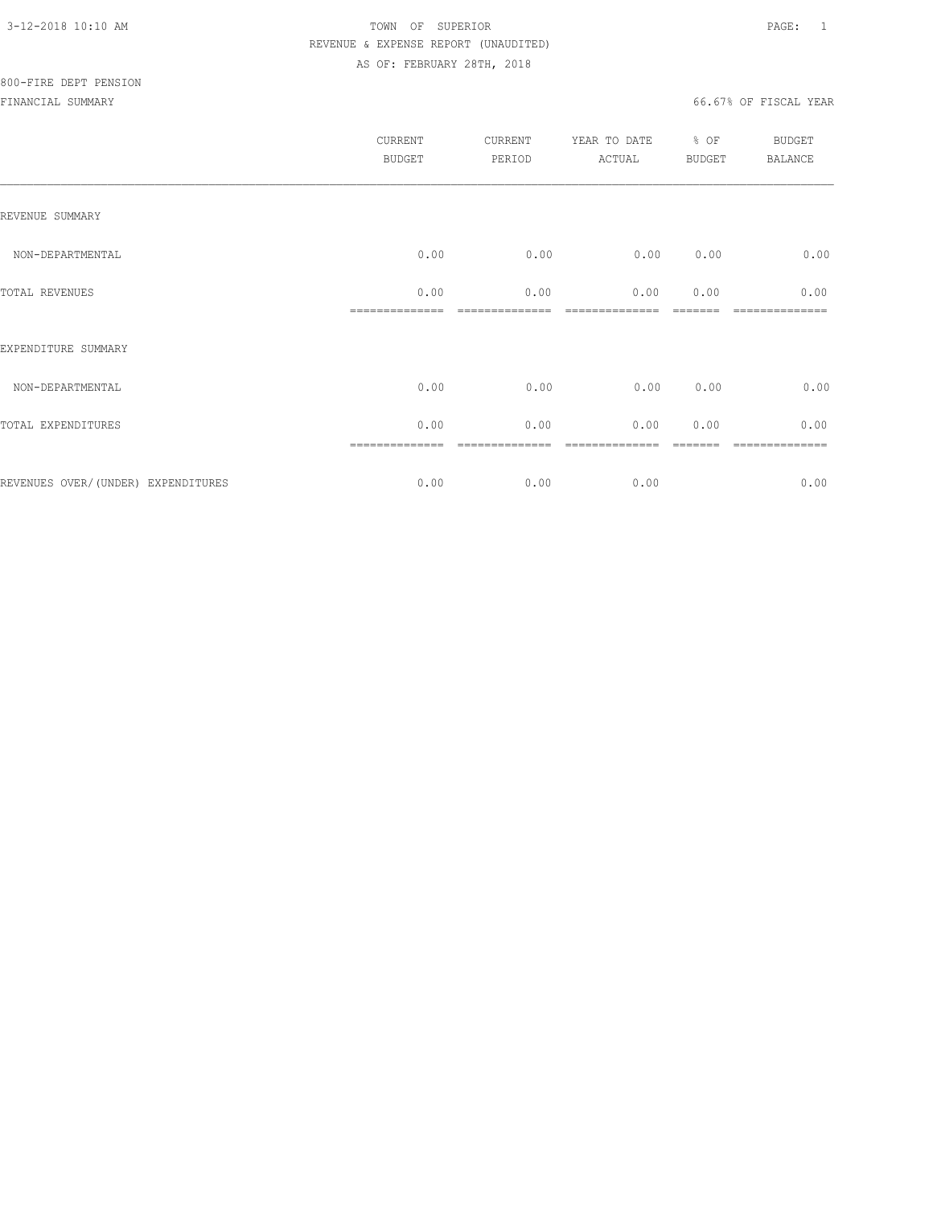TOWN OF SUPERIOR
REVENUE & EXPENSE REPORT (UNAUDITED)
AS OF: FEBRUARY 28TH, 2018

800-FIRE DEPT PENSION

FINANCIAL SUMMARY

66.67% OF FISCAL YEAR

| | CURRENT BUDGET | CURRENT PERIOD | YEAR TO DATE ACTUAL | % OF BUDGET | BUDGET BALANCE |
|---|---|---|---|---|---|
| REVENUE SUMMARY | | | | | |
| NON-DEPARTMENTAL | 0.00 | 0.00 | 0.00 | 0.00 | 0.00 |
| TOTAL REVENUES | 0.00 | 0.00 | 0.00 | 0.00 | 0.00 |
| EXPENDITURE SUMMARY | | | | | |
| NON-DEPARTMENTAL | 0.00 | 0.00 | 0.00 | 0.00 | 0.00 |
| TOTAL EXPENDITURES | 0.00 | 0.00 | 0.00 | 0.00 | 0.00 |
| REVENUES OVER/(UNDER) EXPENDITURES | 0.00 | 0.00 | 0.00 | | 0.00 |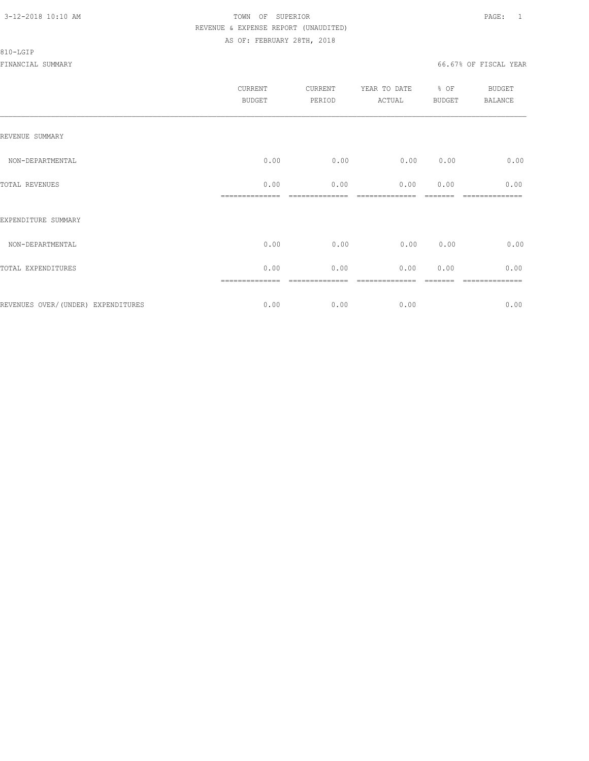TOWN OF SUPERIOR
REVENUE & EXPENSE REPORT (UNAUDITED)
AS OF: FEBRUARY 28TH, 2018

810-LGIP

FINANCIAL SUMMARY 66.67% OF FISCAL YEAR

| | CURRENT BUDGET | CURRENT PERIOD | YEAR TO DATE ACTUAL | % OF BUDGET | BUDGET BALANCE |
|---|---|---|---|---|---|
| REVENUE SUMMARY | | | | | |
| NON-DEPARTMENTAL | 0.00 | 0.00 | 0.00 | 0.00 | 0.00 |
| TOTAL REVENUES | 0.00 | 0.00 | 0.00 | 0.00 | 0.00 |
| EXPENDITURE SUMMARY | | | | | |
| NON-DEPARTMENTAL | 0.00 | 0.00 | 0.00 | 0.00 | 0.00 |
| TOTAL EXPENDITURES | 0.00 | 0.00 | 0.00 | 0.00 | 0.00 |
| REVENUES OVER/(UNDER) EXPENDITURES | 0.00 | 0.00 | 0.00 | | 0.00 |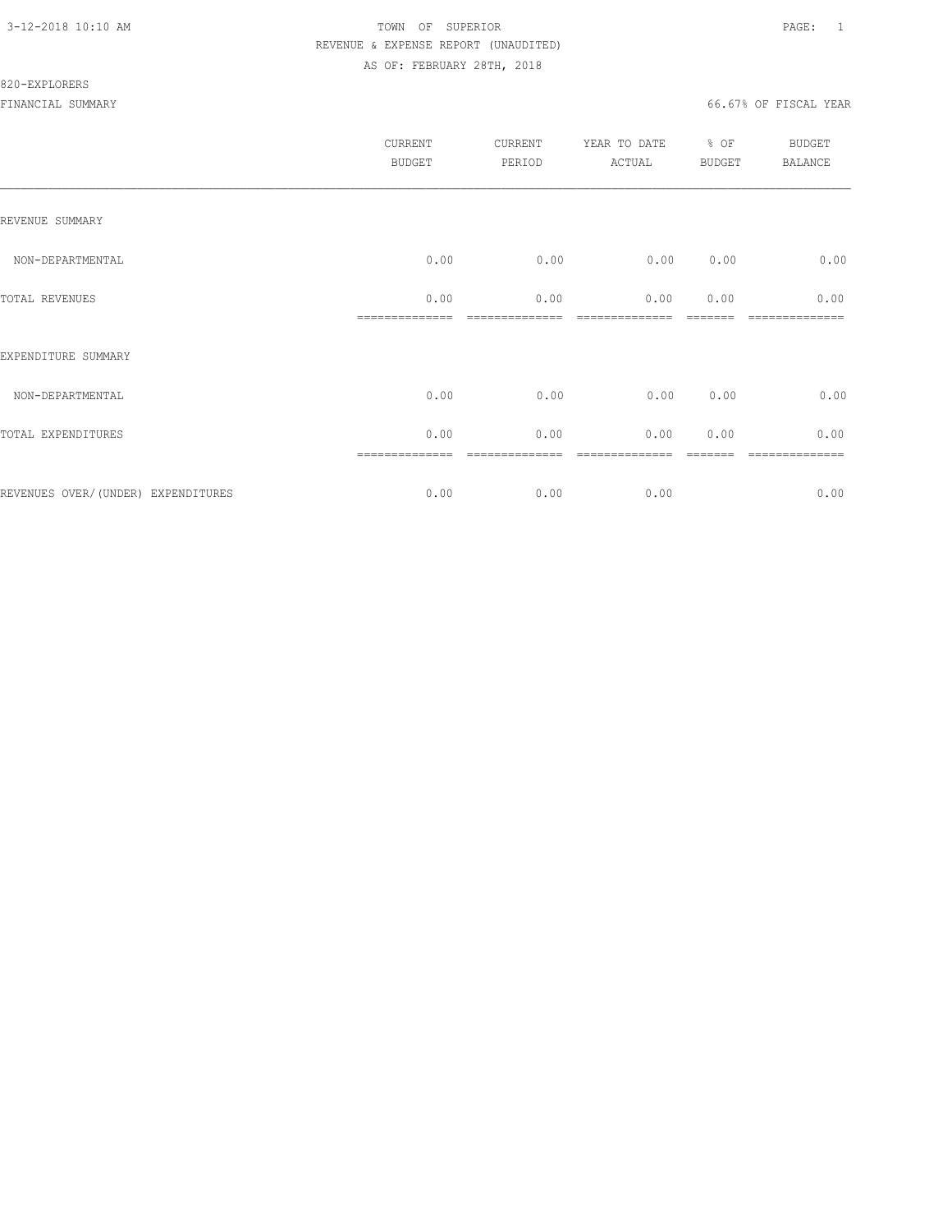TOWN OF SUPERIOR
REVENUE & EXPENSE REPORT (UNAUDITED)
AS OF: FEBRUARY 28TH, 2018

820-EXPLORERS

FINANCIAL SUMMARY — 66.67% OF FISCAL YEAR

| | CURRENT BUDGET | CURRENT PERIOD | YEAR TO DATE ACTUAL | % OF BUDGET | BUDGET BALANCE |
|---|---|---|---|---|---|
| REVENUE SUMMARY | | | | | |
| NON-DEPARTMENTAL | 0.00 | 0.00 | 0.00 | 0.00 | 0.00 |
| TOTAL REVENUES | 0.00 | 0.00 | 0.00 | 0.00 | 0.00 |
| EXPENDITURE SUMMARY | | | | | |
| NON-DEPARTMENTAL | 0.00 | 0.00 | 0.00 | 0.00 | 0.00 |
| TOTAL EXPENDITURES | 0.00 | 0.00 | 0.00 | 0.00 | 0.00 |
| REVENUES OVER/(UNDER) EXPENDITURES | 0.00 | 0.00 | 0.00 | | 0.00 |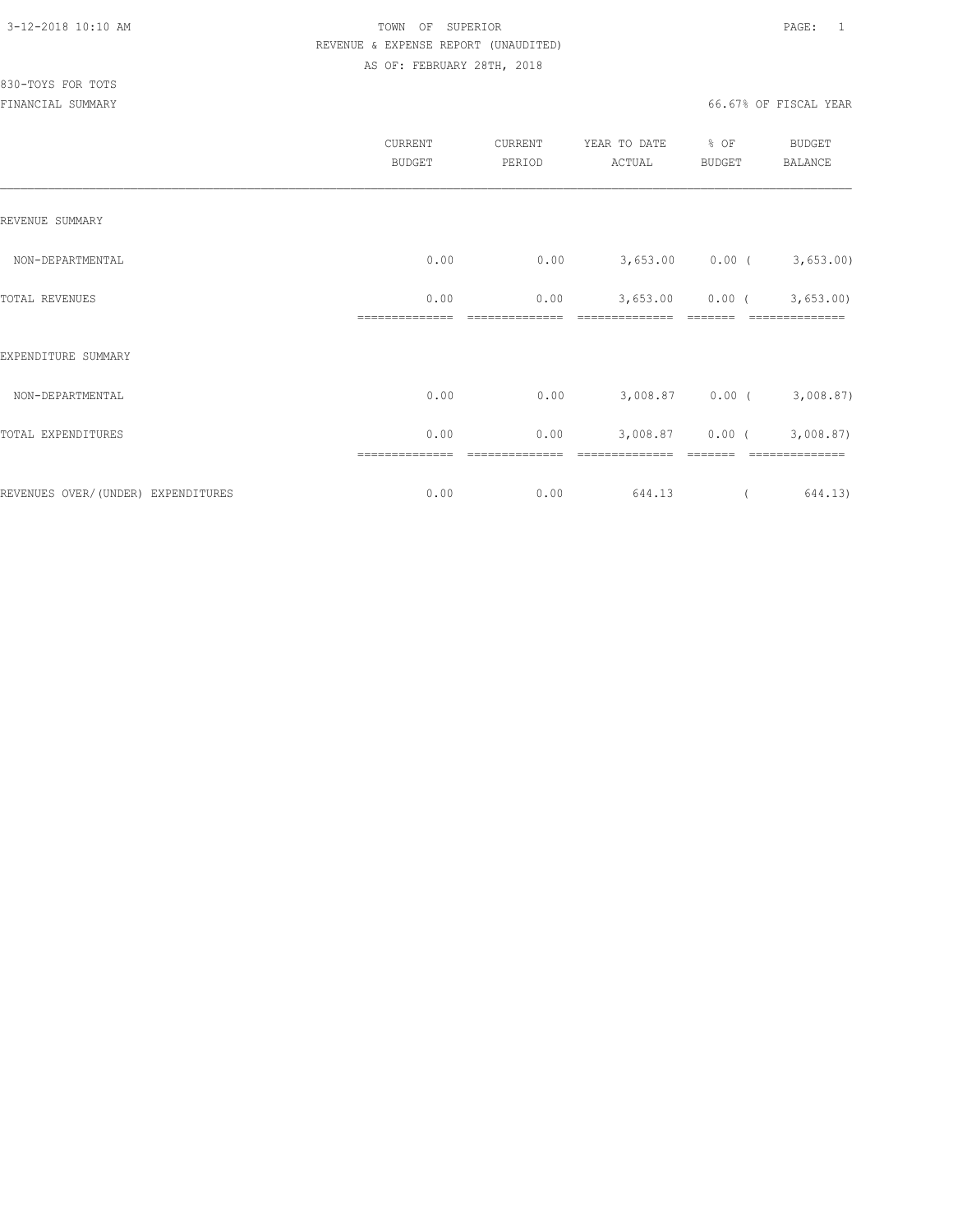TOWN OF SUPERIOR
REVENUE & EXPENSE REPORT (UNAUDITED)
AS OF: FEBRUARY 28TH, 2018

830-TOYS FOR TOTS
FINANCIAL SUMMARY

66.67% OF FISCAL YEAR

| | CURRENT BUDGET | CURRENT PERIOD | YEAR TO DATE ACTUAL | % OF BUDGET | BUDGET BALANCE |
|---|---|---|---|---|---|
| REVENUE SUMMARY | | | | | |
| NON-DEPARTMENTAL | 0.00 | 0.00 | 3,653.00 | 0.00 | ( 3,653.00) |
| TOTAL REVENUES | 0.00 | 0.00 | 3,653.00 | 0.00 | ( 3,653.00) |
| EXPENDITURE SUMMARY | | | | | |
| NON-DEPARTMENTAL | 0.00 | 0.00 | 3,008.87 | 0.00 | ( 3,008.87) |
| TOTAL EXPENDITURES | 0.00 | 0.00 | 3,008.87 | 0.00 | ( 3,008.87) |
| REVENUES OVER/(UNDER) EXPENDITURES | 0.00 | 0.00 | 644.13 | | ( 644.13) |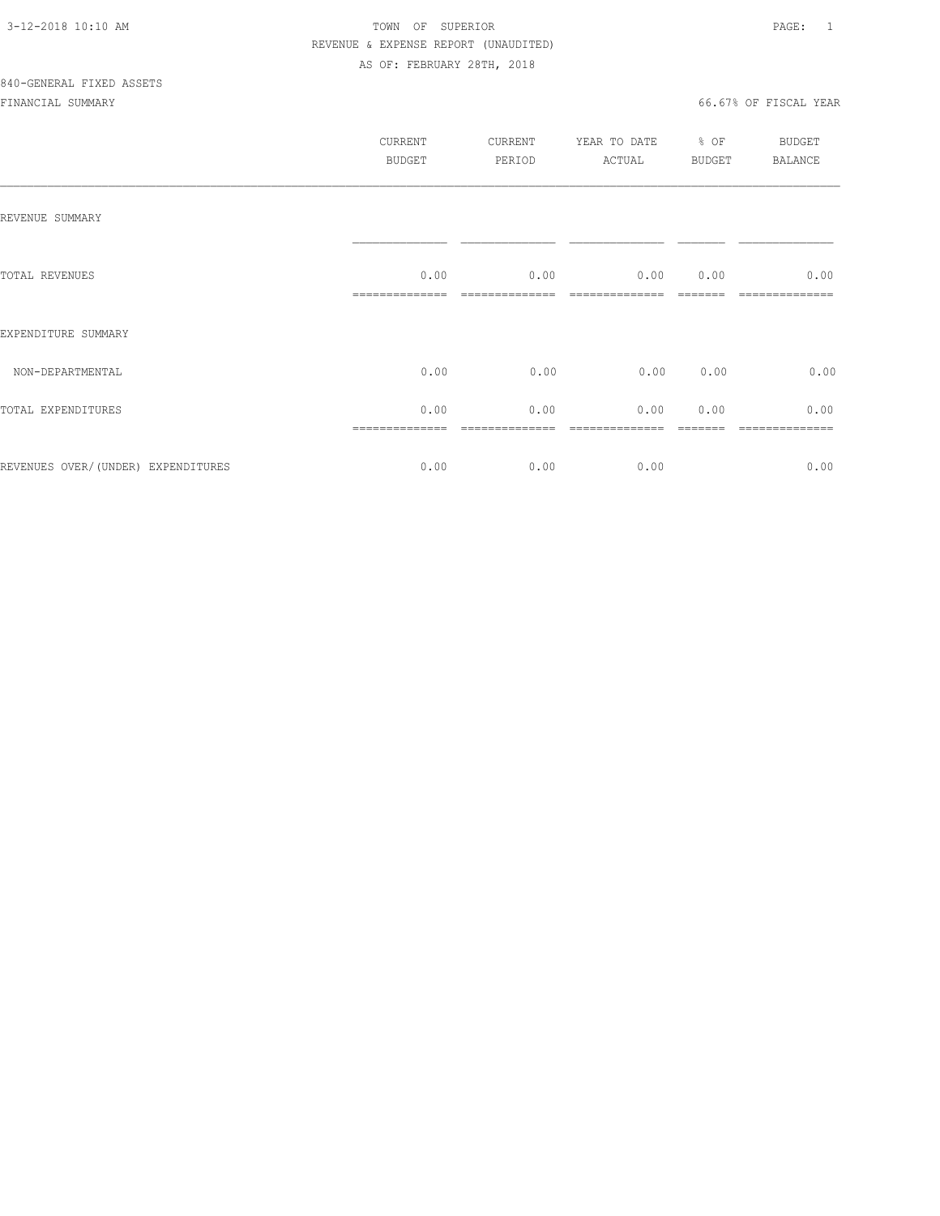TOWN OF SUPERIOR

REVENUE & EXPENSE REPORT (UNAUDITED)

AS OF: FEBRUARY 28TH, 2018

840-GENERAL FIXED ASSETS

FINANCIAL SUMMARY

66.67% OF FISCAL YEAR

| | CURRENT BUDGET | CURRENT PERIOD | YEAR TO DATE ACTUAL | % OF BUDGET | BUDGET BALANCE |
|---|---|---|---|---|---|
| REVENUE SUMMARY | | | | | |
| TOTAL REVENUES | 0.00 | 0.00 | 0.00 | 0.00 | 0.00 |
| EXPENDITURE SUMMARY | | | | | |
| NON-DEPARTMENTAL | 0.00 | 0.00 | 0.00 | 0.00 | 0.00 |
| TOTAL EXPENDITURES | 0.00 | 0.00 | 0.00 | 0.00 | 0.00 |
| REVENUES OVER/(UNDER) EXPENDITURES | 0.00 | 0.00 | 0.00 | | 0.00 |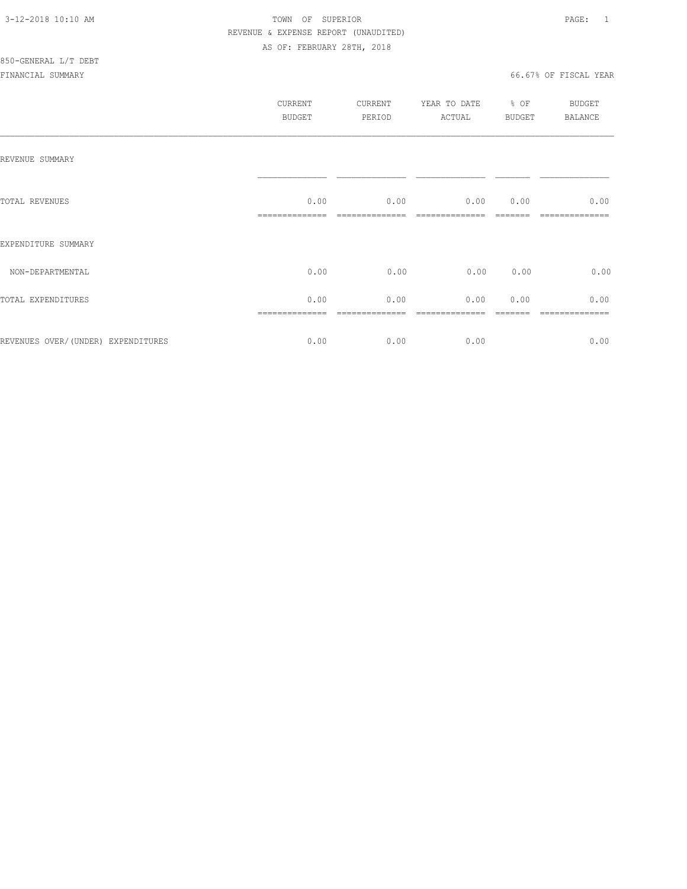3-12-2018 10:10 AM

TOWN OF SUPERIOR

REVENUE & EXPENSE REPORT (UNAUDITED)

AS OF: FEBRUARY 28TH, 2018

850-GENERAL L/T DEBT

FINANCIAL SUMMARY

66.67% OF FISCAL YEAR

| | CURRENT BUDGET | CURRENT PERIOD | YEAR TO DATE ACTUAL | % OF BUDGET | BUDGET BALANCE |
|---|---|---|---|---|---|
| REVENUE SUMMARY | | | | | |
| TOTAL REVENUES | 0.00 | 0.00 | 0.00 | 0.00 | 0.00 |
| EXPENDITURE SUMMARY | | | | | |
| NON-DEPARTMENTAL | 0.00 | 0.00 | 0.00 | 0.00 | 0.00 |
| TOTAL EXPENDITURES | 0.00 | 0.00 | 0.00 | 0.00 | 0.00 |
| REVENUES OVER/(UNDER) EXPENDITURES | 0.00 | 0.00 | 0.00 | | 0.00 |